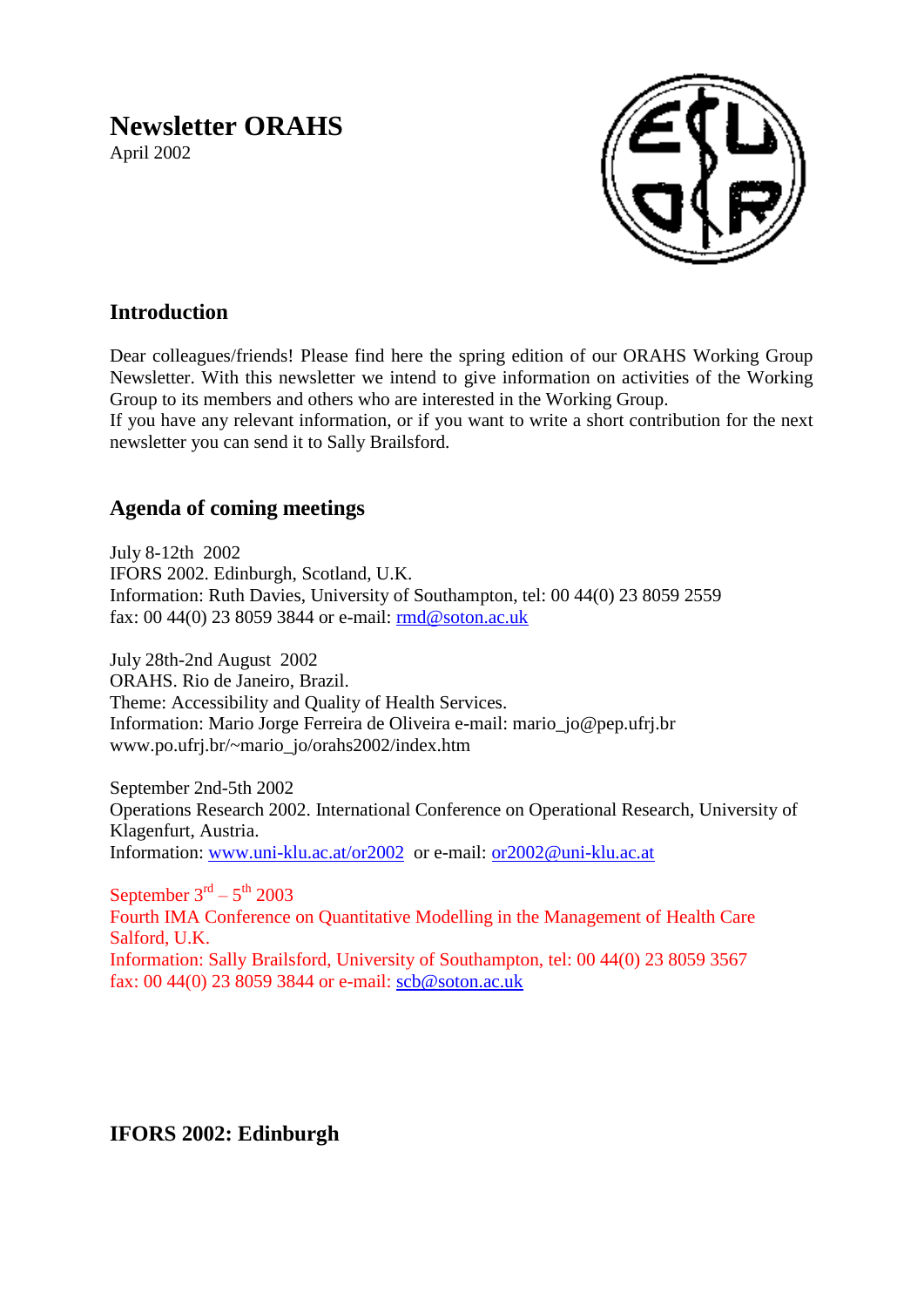# Newsletter ORAHS

April 2002

## Introduction

Dear colleagues/friends! Please find here the spring edition of our ORAHS Working Group Newsletter. With this newsletter we intend to give information on activities of the Working Group to its members and others who are interested in the Working Group.
If you have any relevant information, or if you want to write a short contribution for the next newsletter you can send it to Sally Brailsford.

## Agenda of coming meetings

July 8-12th 2002
IFORS 2002. Edinburgh, Scotland, U.K.
Information: Ruth Davies, University of Southampton, tel: 00 44(0) 23 8059 2559
fax: 00 44(0) 23 8059 3844 or e-mail: rmd@soton.ac.uk

July 28th-2nd August 2002
ORAHS. Rio de Janeiro, Brazil.
Theme: Accessibility and Quality of Health Services.
Information: Mario Jorge Ferreira de Oliveira e-mail: mario_jo@pep.ufrj.br
www.po.ufrj.br/~mario_jo/orahs2002/index.htm

September 2nd-5th 2002
Operations Research 2002. International Conference on Operational Research, University of Klagenfurt, Austria.
Information: www.uni-klu.ac.at/or2002 or e-mail: or2002@uni-klu.ac.at

September 3rd – 5th 2003
Fourth IMA Conference on Quantitative Modelling in the Management of Health Care
Salford, U.K.
Information: Sally Brailsford, University of Southampton, tel: 00 44(0) 23 8059 3567
fax: 00 44(0) 23 8059 3844 or e-mail: scb@soton.ac.uk

## IFORS 2002: Edinburgh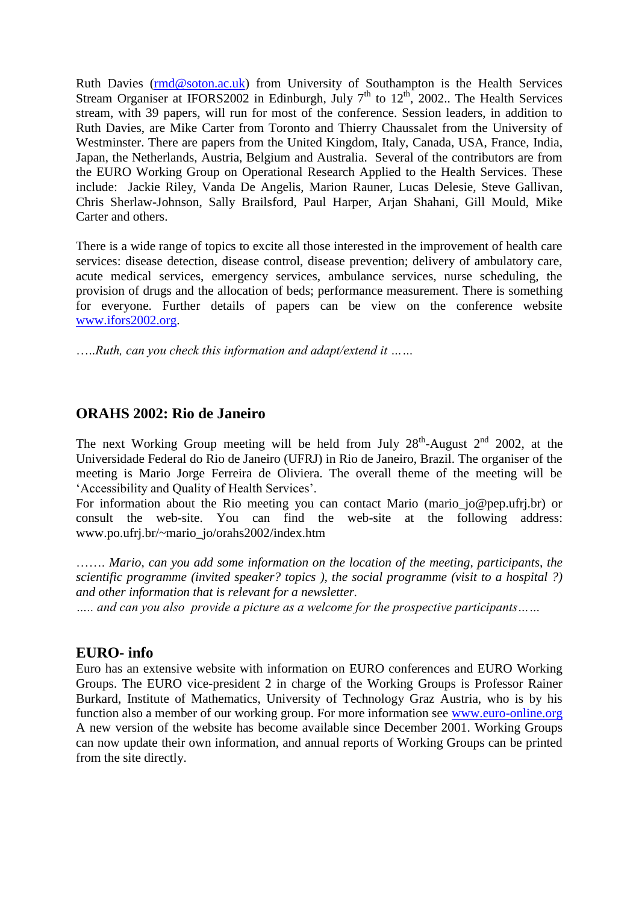Ruth Davies ([rmd@soton.ac.uk](mailto:rmd@soton.ac.uk)) from University of Southampton is the Health Services Stream Organiser at IFORS2002 in Edinburgh, July 7th to 12th, 2002.. The Health Services stream, with 39 papers, will run for most of the conference. Session leaders, in addition to Ruth Davies, are Mike Carter from Toronto and Thierry Chaussalet from the University of Westminster. There are papers from the United Kingdom, Italy, Canada, USA, France, India, Japan, the Netherlands, Austria, Belgium and Australia. Several of the contributors are from the EURO Working Group on Operational Research Applied to the Health Services. These include: Jackie Riley, Vanda De Angelis, Marion Rauner, Lucas Delesie, Steve Gallivan, Chris Sherlaw-Johnson, Sally Brailsford, Paul Harper, Arjan Shahani, Gill Mould, Mike Carter and others.

There is a wide range of topics to excite all those interested in the improvement of health care services: disease detection, disease control, disease prevention; delivery of ambulatory care, acute medical services, emergency services, ambulance services, nurse scheduling, the provision of drugs and the allocation of beds; performance measurement. There is something for everyone. Further details of papers can be view on the conference website [www.ifors2002.org](http://www.ifors2002.org).

*…..Ruth, can you check this information and adapt/extend it ……*

## ORAHS 2002: Rio de Janeiro

The next Working Group meeting will be held from July 28th-August 2nd 2002, at the Universidade Federal do Rio de Janeiro (UFRJ) in Rio de Janeiro, Brazil. The organiser of the meeting is Mario Jorge Ferreira de Oliviera. The overall theme of the meeting will be 'Accessibility and Quality of Health Services'.
For information about the Rio meeting you can contact Mario (mario_jo@pep.ufrj.br) or consult the web-site. You can find the web-site at the following address: www.po.ufrj.br/~mario_jo/orahs2002/index.htm

*……. Mario, can you add some information on the location of the meeting, participants, the scientific programme (invited speaker? topics ), the social programme (visit to a hospital ?) and other information that is relevant for a newsletter.*
*….. and can you also provide a picture as a welcome for the prospective participants……*

## EURO- info

Euro has an extensive website with information on EURO conferences and EURO Working Groups. The EURO vice-president 2 in charge of the Working Groups is Professor Rainer Burkard, Institute of Mathematics, University of Technology Graz Austria, who is by his function also a member of our working group. For more information see [www.euro-online.org](http://www.euro-online.org)
A new version of the website has become available since December 2001. Working Groups can now update their own information, and annual reports of Working Groups can be printed from the site directly.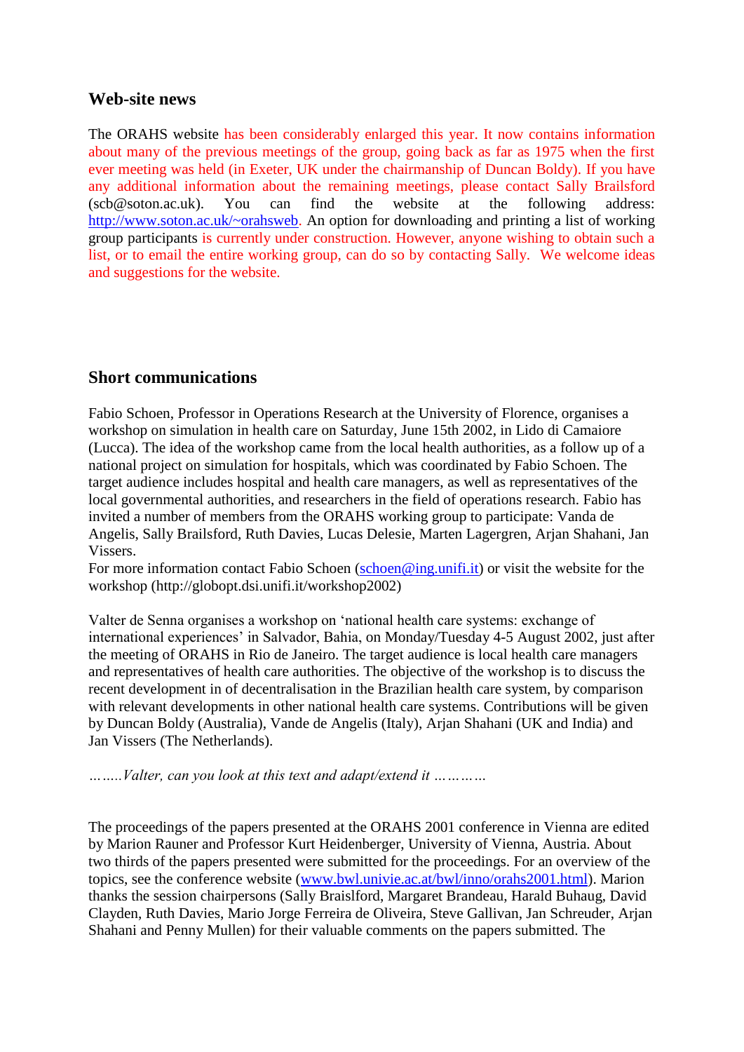## Web-site news

The ORAHS website has been considerably enlarged this year. It now contains information about many of the previous meetings of the group, going back as far as 1975 when the first ever meeting was held (in Exeter, UK under the chairmanship of Duncan Boldy). If you have any additional information about the remaining meetings, please contact Sally Brailsford (scb@soton.ac.uk). You can find the website at the following address: http://www.soton.ac.uk/~orahsweb. An option for downloading and printing a list of working group participants is currently under construction. However, anyone wishing to obtain such a list, or to email the entire working group, can do so by contacting Sally. We welcome ideas and suggestions for the website.

## Short communications

Fabio Schoen, Professor in Operations Research at the University of Florence, organises a workshop on simulation in health care on Saturday, June 15th 2002, in Lido di Camaiore (Lucca). The idea of the workshop came from the local health authorities, as a follow up of a national project on simulation for hospitals, which was coordinated by Fabio Schoen. The target audience includes hospital and health care managers, as well as representatives of the local governmental authorities, and researchers in the field of operations research. Fabio has invited a number of members from the ORAHS working group to participate: Vanda de Angelis, Sally Brailsford, Ruth Davies, Lucas Delesie, Marten Lagergren, Arjan Shahani, Jan Vissers.
For more information contact Fabio Schoen (schoen@ing.unifi.it) or visit the website for the workshop (http://globopt.dsi.unifi.it/workshop2002)

Valter de Senna organises a workshop on 'national health care systems: exchange of international experiences' in Salvador, Bahia, on Monday/Tuesday 4-5 August 2002, just after the meeting of ORAHS in Rio de Janeiro. The target audience is local health care managers and representatives of health care authorities. The objective of the workshop is to discuss the recent development in of decentralisation in the Brazilian health care system, by comparison with relevant developments in other national health care systems. Contributions will be given by Duncan Boldy (Australia), Vande de Angelis (Italy), Arjan Shahani (UK and India) and Jan Vissers (The Netherlands).

*……..Valter, can you look at this text and adapt/extend it …………*

The proceedings of the papers presented at the ORAHS 2001 conference in Vienna are edited by Marion Rauner and Professor Kurt Heidenberger, University of Vienna, Austria. About two thirds of the papers presented were submitted for the proceedings. For an overview of the topics, see the conference website (www.bwl.univie.ac.at/bwl/inno/orahs2001.html). Marion thanks the session chairpersons (Sally Braislford, Margaret Brandeau, Harald Buhaug, David Clayden, Ruth Davies, Mario Jorge Ferreira de Oliveira, Steve Gallivan, Jan Schreuder, Arjan Shahani and Penny Mullen) for their valuable comments on the papers submitted. The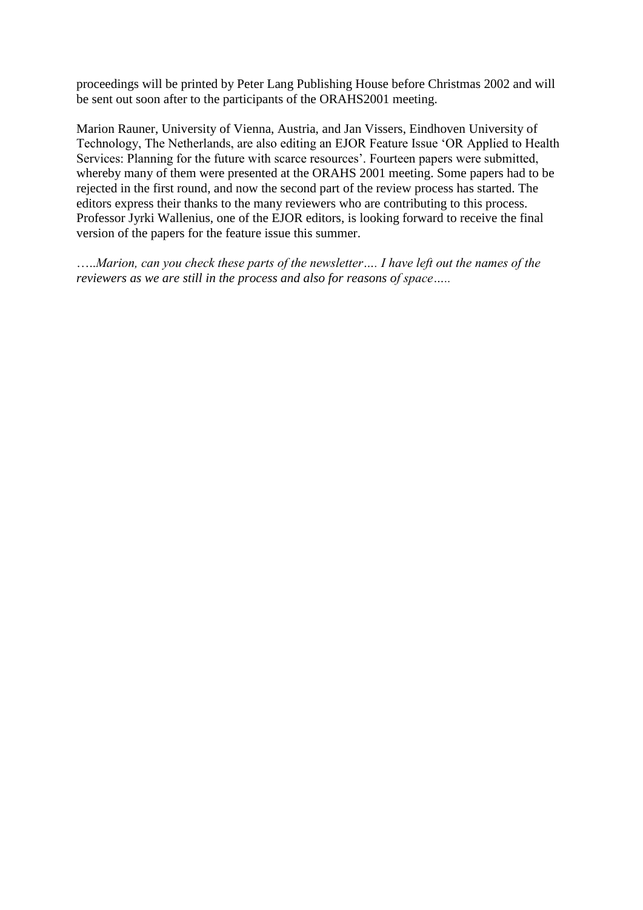proceedings will be printed by Peter Lang Publishing House before Christmas 2002 and will be sent out soon after to the participants of the ORAHS2001 meeting.

Marion Rauner, University of Vienna, Austria, and Jan Vissers, Eindhoven University of Technology, The Netherlands, are also editing an EJOR Feature Issue 'OR Applied to Health Services: Planning for the future with scarce resources'. Fourteen papers were submitted, whereby many of them were presented at the ORAHS 2001 meeting. Some papers had to be rejected in the first round, and now the second part of the review process has started. The editors express their thanks to the many reviewers who are contributing to this process. Professor Jyrki Wallenius, one of the EJOR editors, is looking forward to receive the final version of the papers for the feature issue this summer.

*…..Marion, can you check these parts of the newsletter…. I have left out the names of the reviewers as we are still in the process and also for reasons of space…..*